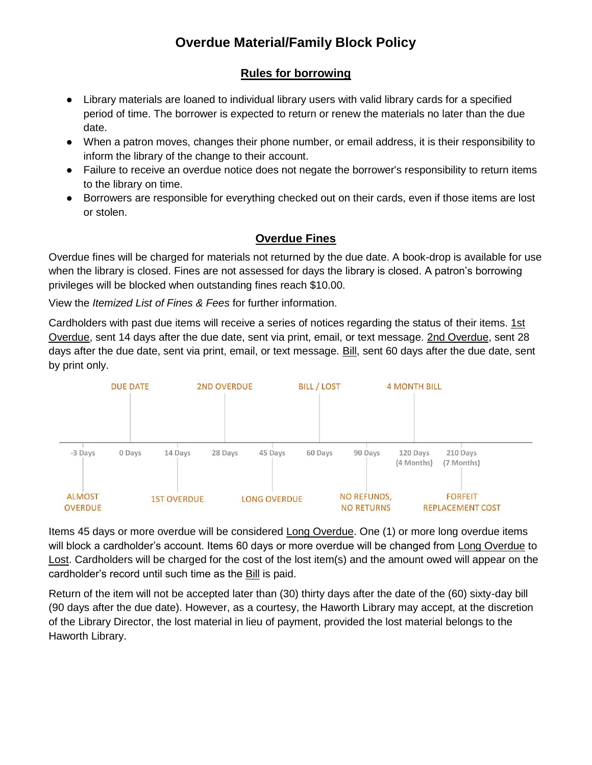# Overdue Material/Family Block Policy

## Rules for borrowing

- Library materials are loaned to individual library users with valid library cards for a specified period of time. The borrower is expected to return or renew the materials no later than the due date.
- When a patron moves, changes their phone number, or email address, it is their responsibility to inform the library of the change to their account.
- Failure to receive an overdue notice does not negate the borrower's responsibility to return items to the library on time.
- Borrowers are responsible for everything checked out on their cards, even if those items are lost or stolen.

## Overdue Fines

Overdue fines will be charged for materials not returned by the due date. A book-drop is available for use when the library is closed. Fines are not assessed for days the library is closed. A patron's borrowing privileges will be blocked when outstanding fines reach $10.00.

View the *Itemized List of Fines & Fees* for further information.

Cardholders with past due items will receive a series of notices regarding the status of their items. 1st Overdue, sent 14 days after the due date, sent via print, email, or text message. 2nd Overdue, sent 28 days after the due date, sent via print, email, or text message. Bill, sent 60 days after the due date, sent by print only.

| Days | Status |
|---|---|
| -3 Days | ALMOST OVERDUE |
| 0 Days | DUE DATE |
| 14 Days | 1ST OVERDUE |
| 28 Days | 2ND OVERDUE |
| 45 Days | LONG OVERDUE |
| 60 Days | BILL / LOST |
| 90 Days | NO REFUNDS, NO RETURNS |
| 120 Days (4 Months) | 4 MONTH BILL |
| 210 Days (7 Months) | FORFEIT REPLACEMENT COST |

Items 45 days or more overdue will be considered Long Overdue. One (1) or more long overdue items will block a cardholder's account. Items 60 days or more overdue will be changed from Long Overdue to Lost. Cardholders will be charged for the cost of the lost item(s) and the amount owed will appear on the cardholder's record until such time as the Bill is paid.

Return of the item will not be accepted later than (30) thirty days after the date of the (60) sixty-day bill (90 days after the due date). However, as a courtesy, the Haworth Library may accept, at the discretion of the Library Director, the lost material in lieu of payment, provided the lost material belongs to the Haworth Library.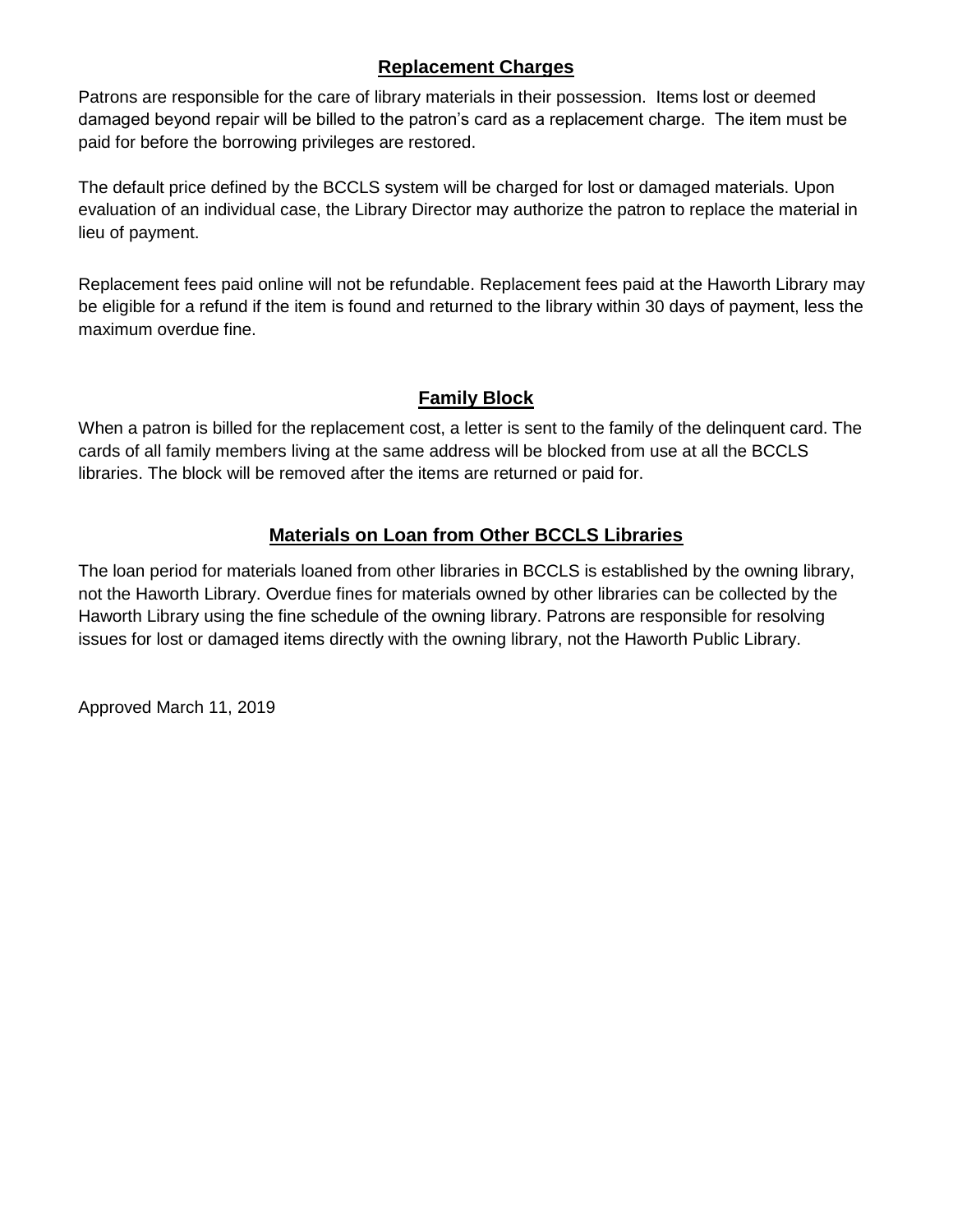## Replacement Charges

Patrons are responsible for the care of library materials in their possession. Items lost or deemed damaged beyond repair will be billed to the patron's card as a replacement charge. The item must be paid for before the borrowing privileges are restored.

The default price defined by the BCCLS system will be charged for lost or damaged materials. Upon evaluation of an individual case, the Library Director may authorize the patron to replace the material in lieu of payment.

Replacement fees paid online will not be refundable. Replacement fees paid at the Haworth Library may be eligible for a refund if the item is found and returned to the library within 30 days of payment, less the maximum overdue fine.

## Family Block

When a patron is billed for the replacement cost, a letter is sent to the family of the delinquent card. The cards of all family members living at the same address will be blocked from use at all the BCCLS libraries. The block will be removed after the items are returned or paid for.

## Materials on Loan from Other BCCLS Libraries

The loan period for materials loaned from other libraries in BCCLS is established by the owning library, not the Haworth Library. Overdue fines for materials owned by other libraries can be collected by the Haworth Library using the fine schedule of the owning library. Patrons are responsible for resolving issues for lost or damaged items directly with the owning library, not the Haworth Public Library.

Approved March 11, 2019